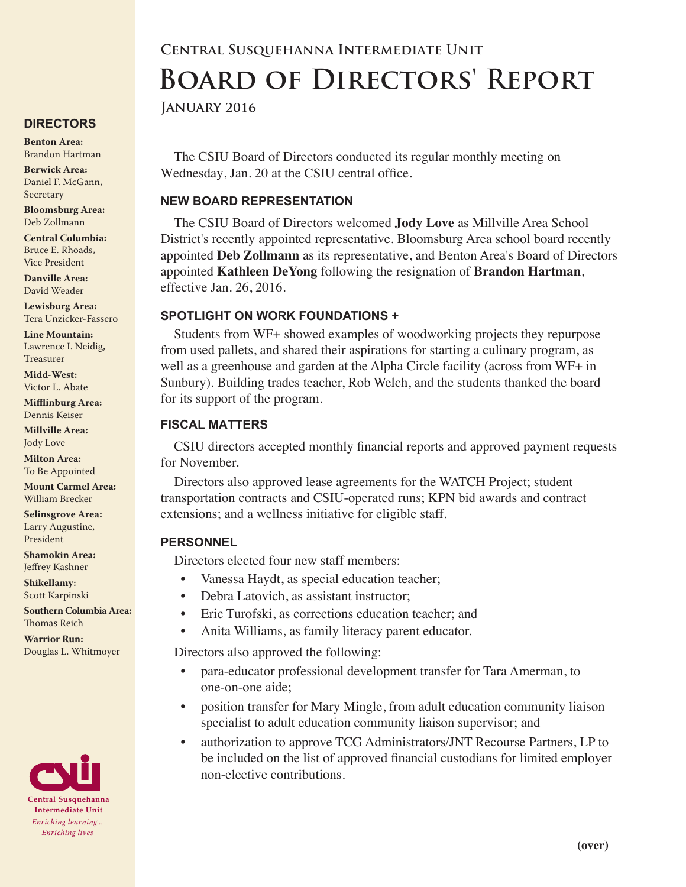# Central Susquehanna Intermediate Unit

# Board of Directors' Report

**January 2016**

The CSIU Board of Directors conducted its regular monthly meeting on Wednesday, Jan. 20 at the CSIU central office.

## NEW BOARD REPRESENTATION

The CSIU Board of Directors welcomed **Jody Love** as Millville Area School District's recently appointed representative. Bloomsburg Area school board recently appointed **Deb Zollmann** as its representative, and Benton Area's Board of Directors appointed **Kathleen DeYong** following the resignation of **Brandon Hartman**, effective Jan. 26, 2016.

## SPOTLIGHT ON WORK FOUNDATIONS +

Students from WF+ showed examples of woodworking projects they repurpose from used pallets, and shared their aspirations for starting a culinary program, as well as a greenhouse and garden at the Alpha Circle facility (across from WF+ in Sunbury). Building trades teacher, Rob Welch, and the students thanked the board for its support of the program.

## FISCAL MATTERS

CSIU directors accepted monthly financial reports and approved payment requests for November.

Directors also approved lease agreements for the WATCH Project; student transportation contracts and CSIU-operated runs; KPN bid awards and contract extensions; and a wellness initiative for eligible staff.

## PERSONNEL

Directors elected four new staff members:

- Vanessa Haydt, as special education teacher;
- Debra Latovich, as assistant instructor;
- Eric Turofski, as corrections education teacher; and
- Anita Williams, as family literacy parent educator.

Directors also approved the following:

- para-educator professional development transfer for Tara Amerman, to one-on-one aide;
- position transfer for Mary Mingle, from adult education community liaison specialist to adult education community liaison supervisor; and
- authorization to approve TCG Administrators/JNT Recourse Partners, LP to be included on the list of approved financial custodians for limited employer non-elective contributions.

**(over)**

## DIRECTORS

**Benton Area:** Brandon Hartman

**Berwick Area:** Daniel F. McGann, Secretary

**Bloomsburg Area:** Deb Zollmann

**Central Columbia:** Bruce E. Rhoads, Vice President

**Danville Area:** David Weader

**Lewisburg Area:** Tera Unzicker-Fassero

**Line Mountain:** Lawrence I. Neidig, Treasurer

**Midd-West:** Victor L. Abate

**Mifflinburg Area:** Dennis Keiser

**Millville Area:** Jody Love

**Milton Area:** To Be Appointed

**Mount Carmel Area:** William Brecker

**Selinsgrove Area:** Larry Augustine, President

**Shamokin Area:** Jeffrey Kashner

**Shikellamy:** Scott Karpinski

**Southern Columbia Area:** Thomas Reich

**Warrior Run:** Douglas L. Whitmoyer

Central Susquehanna Intermediate Unit

*Enriching learning... Enriching lives*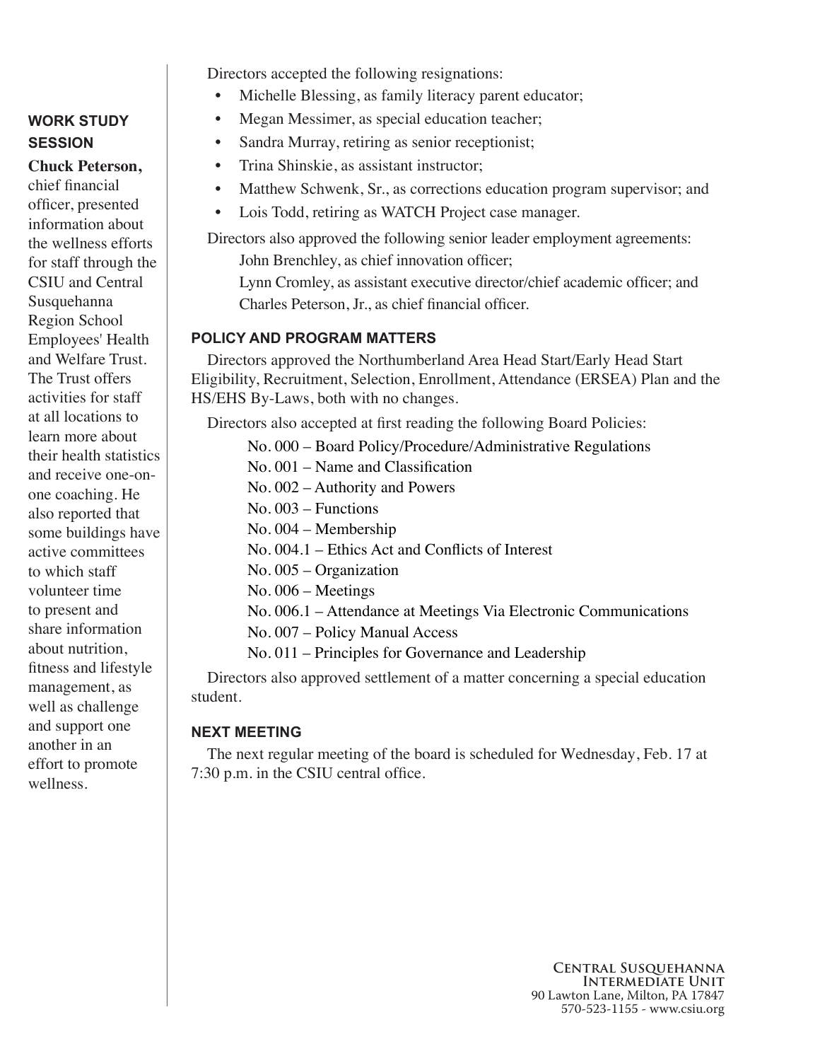Directors accepted the following resignations:

- Michelle Blessing, as family literacy parent educator;
- Megan Messimer, as special education teacher;
- Sandra Murray, retiring as senior receptionist;
- Trina Shinskie, as assistant instructor;
- Matthew Schwenk, Sr., as corrections education program supervisor; and
- Lois Todd, retiring as WATCH Project case manager.

Directors also approved the following senior leader employment agreements:

John Brenchley, as chief innovation officer;
Lynn Cromley, as assistant executive director/chief academic officer; and
Charles Peterson, Jr., as chief financial officer.

## POLICY AND PROGRAM MATTERS

Directors approved the Northumberland Area Head Start/Early Head Start Eligibility, Recruitment, Selection, Enrollment, Attendance (ERSEA) Plan and the HS/EHS By-Laws, both with no changes.

Directors also accepted at first reading the following Board Policies:

No. 000 – Board Policy/Procedure/Administrative Regulations
No. 001 – Name and Classification
No. 002 – Authority and Powers
No. 003 – Functions
No. 004 – Membership
No. 004.1 – Ethics Act and Conflicts of Interest
No. 005 – Organization
No. 006 – Meetings
No. 006.1 – Attendance at Meetings Via Electronic Communications
No. 007 – Policy Manual Access
No. 011 – Principles for Governance and Leadership

Directors also approved settlement of a matter concerning a special education student.

## NEXT MEETING

The next regular meeting of the board is scheduled for Wednesday, Feb. 17 at 7:30 p.m. in the CSIU central office.

## WORK STUDY SESSION

**Chuck Peterson,** chief financial officer, presented information about the wellness efforts for staff through the CSIU and Central Susquehanna Region School Employees' Health and Welfare Trust. The Trust offers activities for staff at all locations to learn more about their health statistics and receive one-on-one coaching. He also reported that some buildings have active committees to which staff volunteer time to present and share information about nutrition, fitness and lifestyle management, as well as challenge and support one another in an effort to promote wellness.

**Central Susquehanna Intermediate Unit**
90 Lawton Lane, Milton, PA 17847
570-523-1155 - www.csiu.org